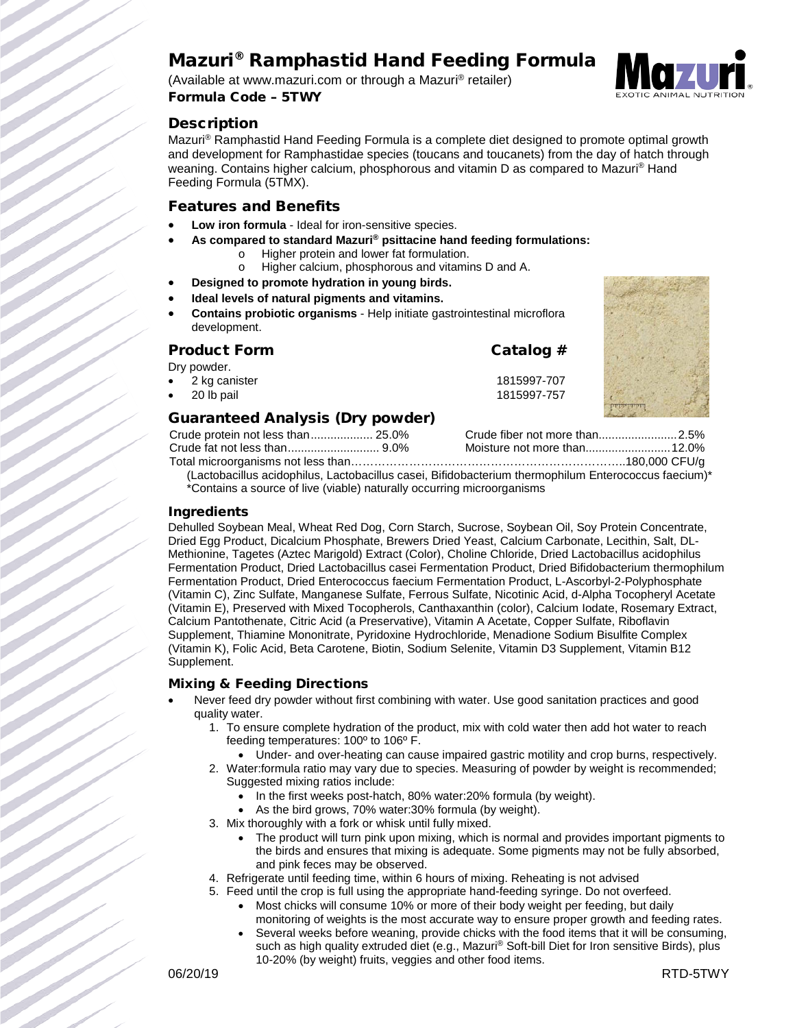# Mazuri® Ramphastid Hand Feeding Formula

(Available at www.mazuri.com or through a Mazuri® retailer)

**Formula Code – 5TWY**

## Description

Mazuri® Ramphastid Hand Feeding Formula is a complete diet designed to promote optimal growth and development for Ramphastidae species (toucans and toucanets) from the day of hatch through weaning. Contains higher calcium, phosphorous and vitamin D as compared to Mazuri® Hand Feeding Formula (5TMX).

## Features and Benefits

- **Low iron formula** - Ideal for iron-sensitive species.
- **As compared to standard Mazuri® psittacine hand feeding formulations:**
  - Higher protein and lower fat formulation.
  - Higher calcium, phosphorous and vitamins D and A.
- **Designed to promote hydration in young birds.**
- **Ideal levels of natural pigments and vitamins.**
- **Contains probiotic organisms** - Help initiate gastrointestinal microflora development.

## Product Form

Dry powder.

| Product Form | Catalog # |
| --- | --- |
| 2 kg canister | 1815997-707 |
| 20 lb pail | 1815997-757 |

## Guaranteed Analysis (Dry powder)

| | | | |
| --- | --- | --- | --- |
| Crude protein not less than | 25.0% | Crude fiber not more than | 2.5% |
| Crude fat not less than | 9.0% | Moisture not more than | 12.0% |

Total microorganisms not less than .................................... 180,000 CFU/g
(Lactobacillus acidophilus, Lactobacillus casei, Bifidobacterium thermophilum Enterococcus faecium)*
*Contains a source of live (viable) naturally occurring microorganisms

## Ingredients

Dehulled Soybean Meal, Wheat Red Dog, Corn Starch, Sucrose, Soybean Oil, Soy Protein Concentrate, Dried Egg Product, Dicalcium Phosphate, Brewers Dried Yeast, Calcium Carbonate, Lecithin, Salt, DL-Methionine, Tagetes (Aztec Marigold) Extract (Color), Choline Chloride, Dried Lactobacillus acidophilus Fermentation Product, Dried Lactobacillus casei Fermentation Product, Dried Bifidobacterium thermophilum Fermentation Product, Dried Enterococcus faecium Fermentation Product, L-Ascorbyl-2-Polyphosphate (Vitamin C), Zinc Sulfate, Manganese Sulfate, Ferrous Sulfate, Nicotinic Acid, d-Alpha Tocopheryl Acetate (Vitamin E), Preserved with Mixed Tocopherols, Canthaxanthin (color), Calcium Iodate, Rosemary Extract, Calcium Pantothenate, Citric Acid (a Preservative), Vitamin A Acetate, Copper Sulfate, Riboflavin Supplement, Thiamine Mononitrate, Pyridoxine Hydrochloride, Menadione Sodium Bisulfite Complex (Vitamin K), Folic Acid, Beta Carotene, Biotin, Sodium Selenite, Vitamin D3 Supplement, Vitamin B12 Supplement.

## Mixing & Feeding Directions

- Never feed dry powder without first combining with water. Use good sanitation practices and good quality water.
  1. To ensure complete hydration of the product, mix with cold water then add hot water to reach feeding temperatures: 100º to 106º F.
     - Under- and over-heating can cause impaired gastric motility and crop burns, respectively.
  2. Water:formula ratio may vary due to species. Measuring of powder by weight is recommended; Suggested mixing ratios include:
     - In the first weeks post-hatch, 80% water:20% formula (by weight).
     - As the bird grows, 70% water:30% formula (by weight).
  3. Mix thoroughly with a fork or whisk until fully mixed.
     - The product will turn pink upon mixing, which is normal and provides important pigments to the birds and ensures that mixing is adequate. Some pigments may not be fully absorbed, and pink feces may be observed.
  4. Refrigerate until feeding time, within 6 hours of mixing. Reheating is not advised
  5. Feed until the crop is full using the appropriate hand-feeding syringe. Do not overfeed.
     - Most chicks will consume 10% or more of their body weight per feeding, but daily monitoring of weights is the most accurate way to ensure proper growth and feeding rates.
     - Several weeks before weaning, provide chicks with the food items that it will be consuming, such as high quality extruded diet (e.g., Mazuri® Soft-bill Diet for Iron sensitive Birds), plus 10-20% (by weight) fruits, veggies and other food items.

06/20/19 RTD-5TWY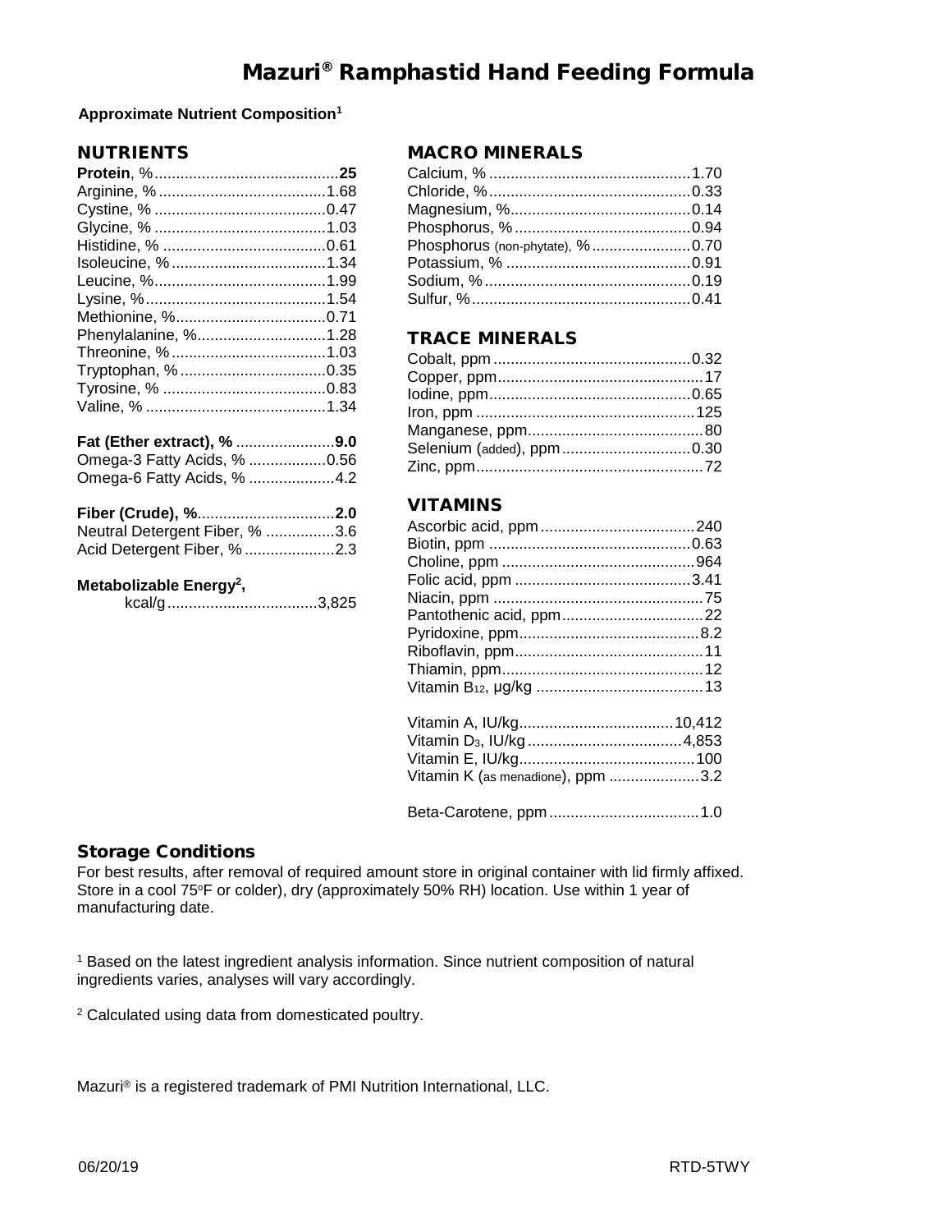# Mazuri® Ramphastid Hand Feeding Formula

**Approximate Nutrient Composition**[1]

## NUTRIENTS

| | |
|---|---|
| **Protein**, % | **25** |
| Arginine, % | 1.68 |
| Cystine, % | 0.47 |
| Glycine, % | 1.03 |
| Histidine, % | 0.61 |
| Isoleucine, % | 1.34 |
| Leucine, % | 1.99 |
| Lysine, % | 1.54 |
| Methionine, % | 0.71 |
| Phenylalanine, % | 1.28 |
| Threonine, % | 1.03 |
| Tryptophan, % | 0.35 |
| Tyrosine, % | 0.83 |
| Valine, % | 1.34 |
| **Fat (Ether extract), %** | **9.0** |
| Omega-3 Fatty Acids, % | 0.56 |
| Omega-6 Fatty Acids, % | 4.2 |
| **Fiber (Crude), %** | **2.0** |
| Neutral Detergent Fiber, % | 3.6 |
| Acid Detergent Fiber, % | 2.3 |
| **Metabolizable Energy**[2]**,** kcal/g | 3,825 |

## MACRO MINERALS

| | |
|---|---|
| Calcium, % | 1.70 |
| Chloride, % | 0.33 |
| Magnesium, % | 0.14 |
| Phosphorus, % | 0.94 |
| Phosphorus (non-phytate), % | 0.70 |
| Potassium, % | 0.91 |
| Sodium, % | 0.19 |
| Sulfur, % | 0.41 |

## TRACE MINERALS

| | |
|---|---|
| Cobalt, ppm | 0.32 |
| Copper, ppm | 17 |
| Iodine, ppm | 0.65 |
| Iron, ppm | 125 |
| Manganese, ppm | 80 |
| Selenium (added), ppm | 0.30 |
| Zinc, ppm | 72 |

## VITAMINS

| | |
|---|---|
| Ascorbic acid, ppm | 240 |
| Biotin, ppm | 0.63 |
| Choline, ppm | 964 |
| Folic acid, ppm | 3.41 |
| Niacin, ppm | 75 |
| Pantothenic acid, ppm | 22 |
| Pyridoxine, ppm | 8.2 |
| Riboflavin, ppm | 11 |
| Thiamin, ppm | 12 |
| Vitamin $B_{12}$, µg/kg | 13 |
| Vitamin A, IU/kg | 10,412 |
| Vitamin $D_3$, IU/kg | 4,853 |
| Vitamin E, IU/kg | 100 |
| Vitamin K (as menadione), ppm | 3.2 |
| Beta-Carotene, ppm | 1.0 |

## Storage Conditions

For best results, after removal of required amount store in original container with lid firmly affixed. Store in a cool 75°F or colder), dry (approximately 50% RH) location. Use within 1 year of manufacturing date.

[1] Based on the latest ingredient analysis information. Since nutrient composition of natural ingredients varies, analyses will vary accordingly.

[2] Calculated using data from domesticated poultry.

Mazuri® is a registered trademark of PMI Nutrition International, LLC.

06/20/19 RTD-5TWY